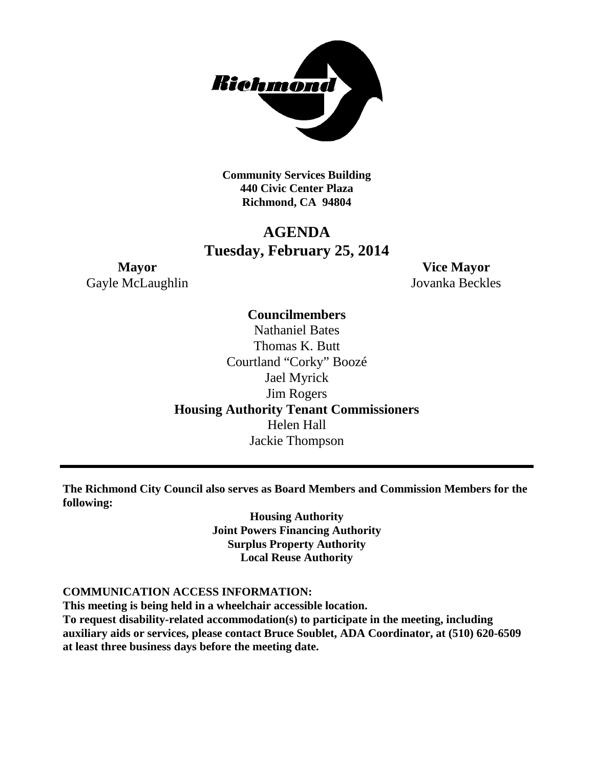Richmond

**Community Services Building**
**440 Civic Center Plaza**
**Richmond, CA 94804**

# AGENDA
## Tuesday, February 25, 2014

**Mayor**
Gayle McLaughlin

**Vice Mayor**
Jovanka Beckles

**Councilmembers**
Nathaniel Bates
Thomas K. Butt
Courtland "Corky" Boozé
Jael Myrick
Jim Rogers

**Housing Authority Tenant Commissioners**
Helen Hall
Jackie Thompson

---

**The Richmond City Council also serves as Board Members and Commission Members for the following:**

**Housing Authority**
**Joint Powers Financing Authority**
**Surplus Property Authority**
**Local Reuse Authority**

**COMMUNICATION ACCESS INFORMATION:**
**This meeting is being held in a wheelchair accessible location.**
**To request disability-related accommodation(s) to participate in the meeting, including auxiliary aids or services, please contact Bruce Soublet, ADA Coordinator, at (510) 620-6509 at least three business days before the meeting date.**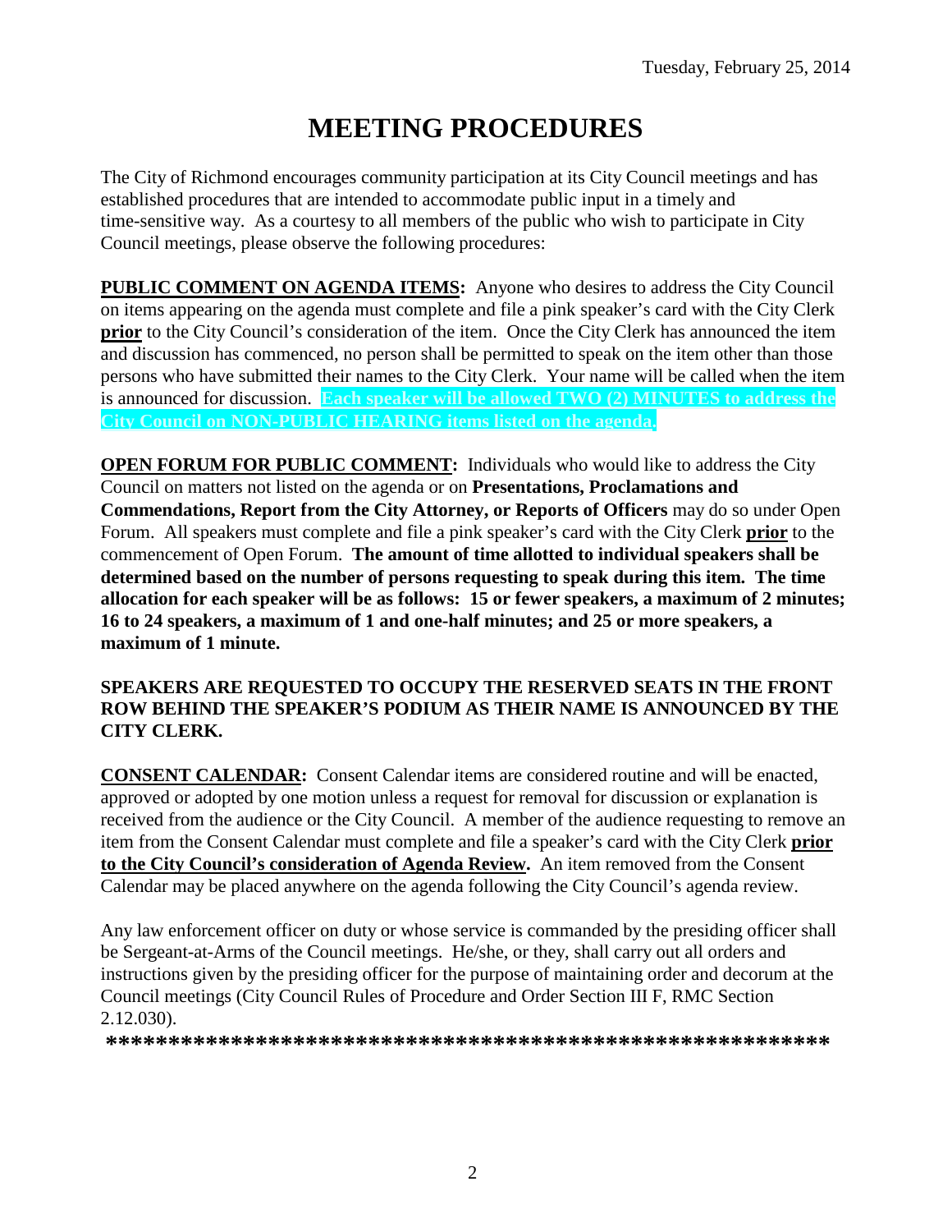Tuesday, February 25, 2014

# MEETING PROCEDURES

The City of Richmond encourages community participation at its City Council meetings and has established procedures that are intended to accommodate public input in a timely and time-sensitive way. As a courtesy to all members of the public who wish to participate in City Council meetings, please observe the following procedures:

**PUBLIC COMMENT ON AGENDA ITEMS:** Anyone who desires to address the City Council on items appearing on the agenda must complete and file a pink speaker's card with the City Clerk **prior** to the City Council's consideration of the item. Once the City Clerk has announced the item and discussion has commenced, no person shall be permitted to speak on the item other than those persons who have submitted their names to the City Clerk. Your name will be called when the item is announced for discussion. **Each speaker will be allowed TWO (2) MINUTES to address the City Council on NON-PUBLIC HEARING items listed on the agenda.**

**OPEN FORUM FOR PUBLIC COMMENT:** Individuals who would like to address the City Council on matters not listed on the agenda or on **Presentations, Proclamations and Commendations, Report from the City Attorney, or Reports of Officers** may do so under Open Forum. All speakers must complete and file a pink speaker's card with the City Clerk **prior** to the commencement of Open Forum. **The amount of time allotted to individual speakers shall be determined based on the number of persons requesting to speak during this item. The time allocation for each speaker will be as follows: 15 or fewer speakers, a maximum of 2 minutes; 16 to 24 speakers, a maximum of 1 and one-half minutes; and 25 or more speakers, a maximum of 1 minute.**

**SPEAKERS ARE REQUESTED TO OCCUPY THE RESERVED SEATS IN THE FRONT ROW BEHIND THE SPEAKER'S PODIUM AS THEIR NAME IS ANNOUNCED BY THE CITY CLERK.**

**CONSENT CALENDAR:** Consent Calendar items are considered routine and will be enacted, approved or adopted by one motion unless a request for removal for discussion or explanation is received from the audience or the City Council. A member of the audience requesting to remove an item from the Consent Calendar must complete and file a speaker's card with the City Clerk **prior to the City Council's consideration of Agenda Review.** An item removed from the Consent Calendar may be placed anywhere on the agenda following the City Council's agenda review.

Any law enforcement officer on duty or whose service is commanded by the presiding officer shall be Sergeant-at-Arms of the Council meetings. He/she, or they, shall carry out all orders and instructions given by the presiding officer for the purpose of maintaining order and decorum at the Council meetings (City Council Rules of Procedure and Order Section III F, RMC Section 2.12.030).

**\*\*\*\*\*\*\*\*\*\*\*\*\*\*\*\*\*\*\*\*\*\*\*\*\*\*\*\*\*\*\*\*\*\*\*\*\*\*\*\*\*\*\*\*\*\*\*\*\*\*\*\*\*\*\*\*\*\*\*\***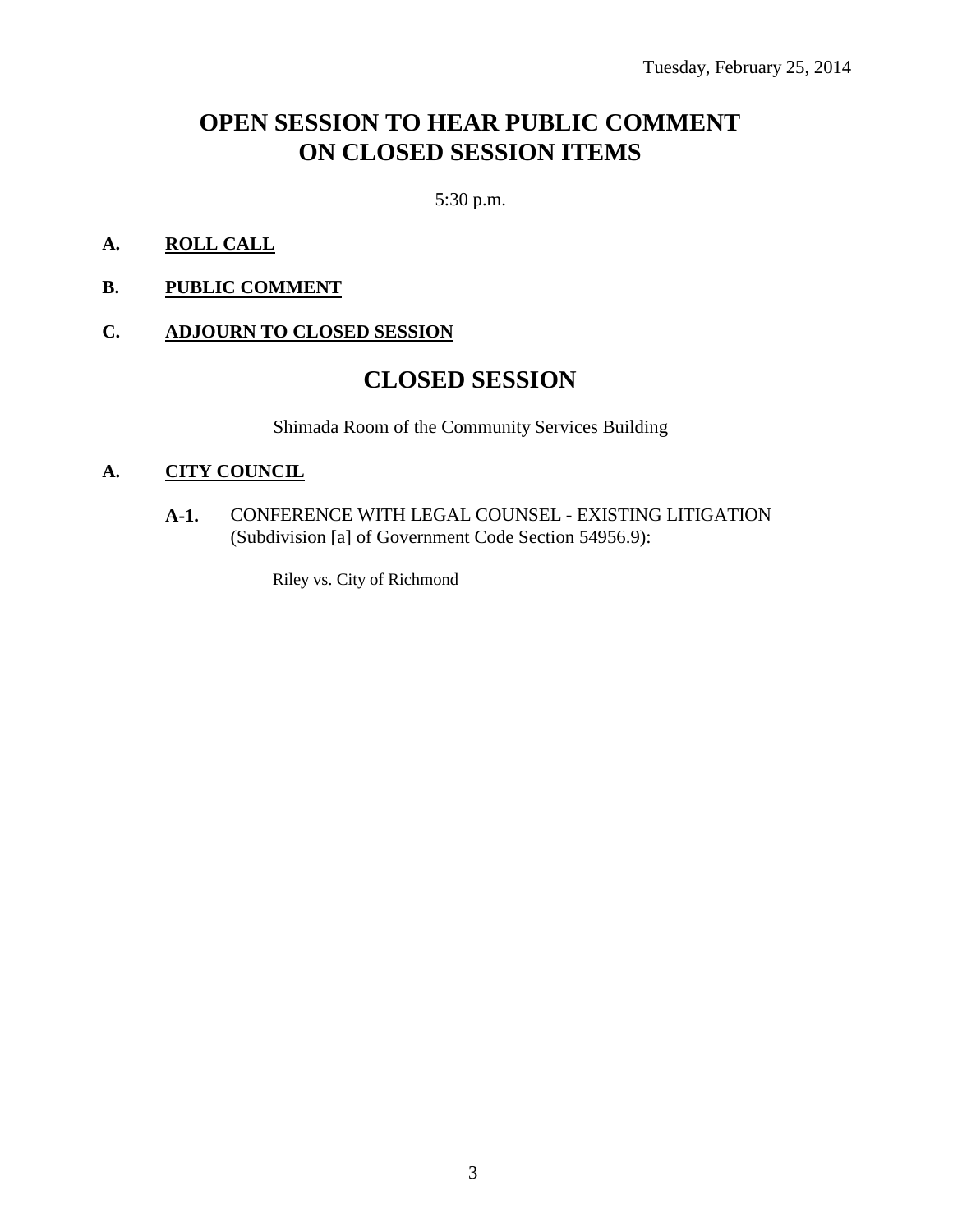Tuesday, February 25, 2014

# OPEN SESSION TO HEAR PUBLIC COMMENT ON CLOSED SESSION ITEMS

5:30 p.m.

**A. ROLL CALL**

**B. PUBLIC COMMENT**

**C. ADJOURN TO CLOSED SESSION**

# CLOSED SESSION

Shimada Room of the Community Services Building

**A. CITY COUNCIL**

**A-1.** CONFERENCE WITH LEGAL COUNSEL - EXISTING LITIGATION (Subdivision [a] of Government Code Section 54956.9):

Riley vs. City of Richmond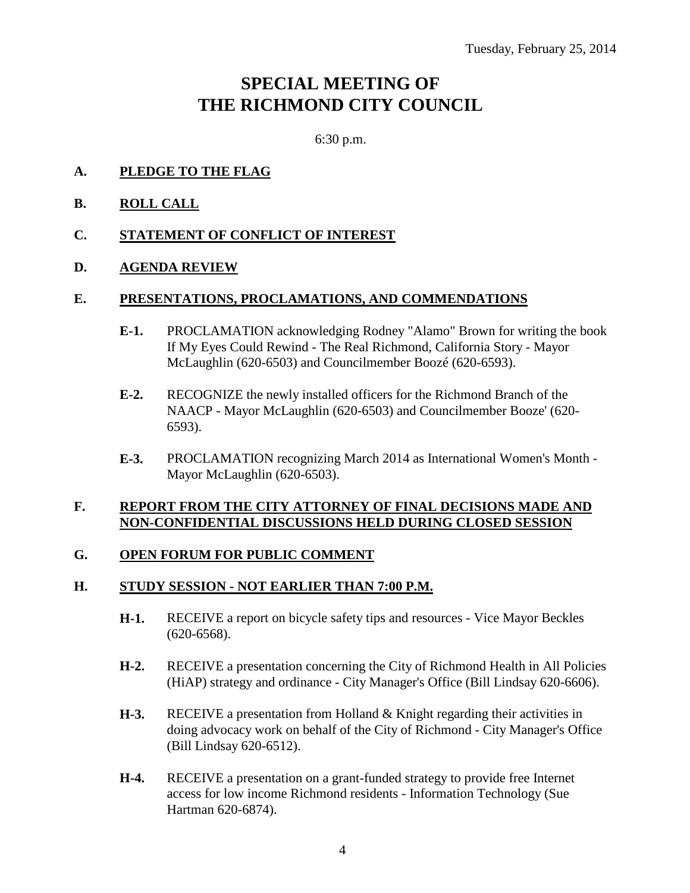Tuesday, February 25, 2014

# SPECIAL MEETING OF THE RICHMOND CITY COUNCIL

6:30 p.m.

**A. PLEDGE TO THE FLAG**

**B. ROLL CALL**

**C. STATEMENT OF CONFLICT OF INTEREST**

**D. AGENDA REVIEW**

**E. PRESENTATIONS, PROCLAMATIONS, AND COMMENDATIONS**

**E-1.** PROCLAMATION acknowledging Rodney "Alamo" Brown for writing the book If My Eyes Could Rewind - The Real Richmond, California Story - Mayor McLaughlin (620-6503) and Councilmember Boozé (620-6593).

**E-2.** RECOGNIZE the newly installed officers for the Richmond Branch of the NAACP - Mayor McLaughlin (620-6503) and Councilmember Booze' (620-6593).

**E-3.** PROCLAMATION recognizing March 2014 as International Women's Month - Mayor McLaughlin (620-6503).

**F. REPORT FROM THE CITY ATTORNEY OF FINAL DECISIONS MADE AND NON-CONFIDENTIAL DISCUSSIONS HELD DURING CLOSED SESSION**

**G. OPEN FORUM FOR PUBLIC COMMENT**

**H. STUDY SESSION - NOT EARLIER THAN 7:00 P.M.**

**H-1.** RECEIVE a report on bicycle safety tips and resources - Vice Mayor Beckles (620-6568).

**H-2.** RECEIVE a presentation concerning the City of Richmond Health in All Policies (HiAP) strategy and ordinance - City Manager's Office (Bill Lindsay 620-6606).

**H-3.** RECEIVE a presentation from Holland & Knight regarding their activities in doing advocacy work on behalf of the City of Richmond - City Manager's Office (Bill Lindsay 620-6512).

**H-4.** RECEIVE a presentation on a grant-funded strategy to provide free Internet access for low income Richmond residents - Information Technology (Sue Hartman 620-6874).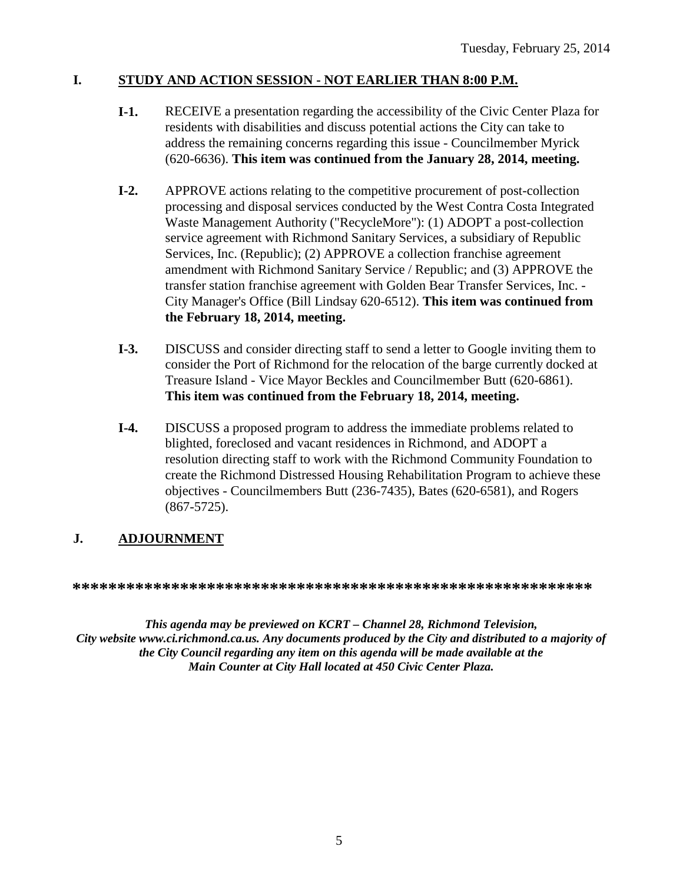Tuesday, February 25, 2014

## I. STUDY AND ACTION SESSION - NOT EARLIER THAN 8:00 P.M.

**I-1.** RECEIVE a presentation regarding the accessibility of the Civic Center Plaza for residents with disabilities and discuss potential actions the City can take to address the remaining concerns regarding this issue - Councilmember Myrick (620-6636). **This item was continued from the January 28, 2014, meeting.**

**I-2.** APPROVE actions relating to the competitive procurement of post-collection processing and disposal services conducted by the West Contra Costa Integrated Waste Management Authority ("RecycleMore"): (1) ADOPT a post-collection service agreement with Richmond Sanitary Services, a subsidiary of Republic Services, Inc. (Republic); (2) APPROVE a collection franchise agreement amendment with Richmond Sanitary Service / Republic; and (3) APPROVE the transfer station franchise agreement with Golden Bear Transfer Services, Inc. - City Manager's Office (Bill Lindsay 620-6512). **This item was continued from the February 18, 2014, meeting.**

**I-3.** DISCUSS and consider directing staff to send a letter to Google inviting them to consider the Port of Richmond for the relocation of the barge currently docked at Treasure Island - Vice Mayor Beckles and Councilmember Butt (620-6861). **This item was continued from the February 18, 2014, meeting.**

**I-4.** DISCUSS a proposed program to address the immediate problems related to blighted, foreclosed and vacant residences in Richmond, and ADOPT a resolution directing staff to work with the Richmond Community Foundation to create the Richmond Distressed Housing Rehabilitation Program to achieve these objectives - Councilmembers Butt (236-7435), Bates (620-6581), and Rogers (867-5725).

## J. ADJOURNMENT

**********************************************************

***This agenda may be previewed on KCRT – Channel 28, Richmond Television, City website www.ci.richmond.ca.us. Any documents produced by the City and distributed to a majority of the City Council regarding any item on this agenda will be made available at the Main Counter at City Hall located at 450 Civic Center Plaza.***